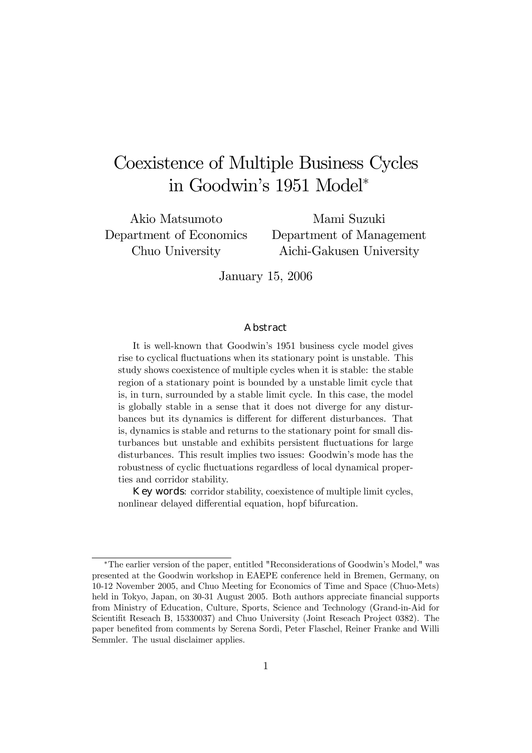# Coexistence of Multiple Business Cycles in Goodwin's 1951 Model*

Akio Matsumoto
Department of Economics
Chuo University

Mami Suzuki
Department of Management
Aichi-Gakusen University

January 15, 2006

## Abstract

It is well-known that Goodwin's 1951 business cycle model gives rise to cyclical fluctuations when its stationary point is unstable. This study shows coexistence of multiple cycles when it is stable: the stable region of a stationary point is bounded by a unstable limit cycle that is, in turn, surrounded by a stable limit cycle. In this case, the model is globally stable in a sense that it does not diverge for any disturbances but its dynamics is different for different disturbances. That is, dynamics is stable and returns to the stationary point for small disturbances but unstable and exhibits persistent fluctuations for large disturbances. This result implies two issues: Goodwin's mode has the robustness of cyclic fluctuations regardless of local dynamical properties and corridor stability.

**Key words**: corridor stability, coexistence of multiple limit cycles, nonlinear delayed differential equation, hopf bifurcation.

---

*The earlier version of the paper, entitled "Reconsiderations of Goodwin's Model," was presented at the Goodwin workshop in EAEPE conference held in Bremen, Germany, on 10-12 November 2005, and Chuo Meeting for Economics of Time and Space (Chuo-Mets) held in Tokyo, Japan, on 30-31 August 2005. Both authors appreciate financial supports from Ministry of Education, Culture, Sports, Science and Technology (Grand-in-Aid for Scientifit Reseach B, 15330037) and Chuo University (Joint Reseach Project 0382). The paper benefited from comments by Serena Sordi, Peter Flaschel, Reiner Franke and Willi Semmler. The usual disclaimer applies.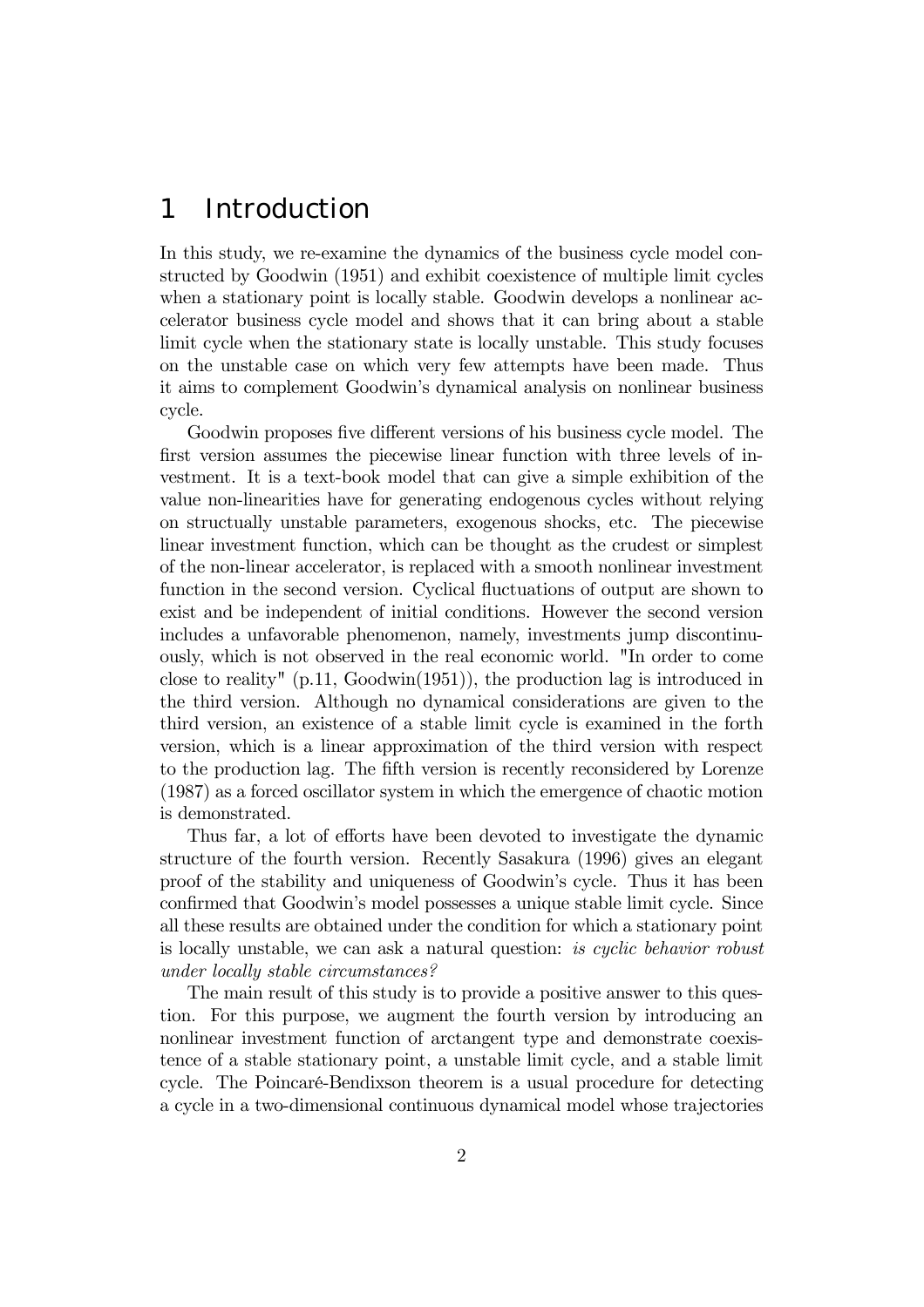# 1 Introduction

In this study, we re-examine the dynamics of the business cycle model constructed by Goodwin (1951) and exhibit coexistence of multiple limit cycles when a stationary point is locally stable. Goodwin develops a nonlinear accelerator business cycle model and shows that it can bring about a stable limit cycle when the stationary state is locally unstable. This study focuses on the unstable case on which very few attempts have been made. Thus it aims to complement Goodwin's dynamical analysis on nonlinear business cycle.

Goodwin proposes five different versions of his business cycle model. The first version assumes the piecewise linear function with three levels of investment. It is a text-book model that can give a simple exhibition of the value non-linearities have for generating endogenous cycles without relying on structually unstable parameters, exogenous shocks, etc. The piecewise linear investment function, which can be thought as the crudest or simplest of the non-linear accelerator, is replaced with a smooth nonlinear investment function in the second version. Cyclical fluctuations of output are shown to exist and be independent of initial conditions. However the second version includes a unfavorable phenomenon, namely, investments jump discontinuously, which is not observed in the real economic world. "In order to come close to reality" (p.11, Goodwin(1951)), the production lag is introduced in the third version. Although no dynamical considerations are given to the third version, an existence of a stable limit cycle is examined in the forth version, which is a linear approximation of the third version with respect to the production lag. The fifth version is recently reconsidered by Lorenze (1987) as a forced oscillator system in which the emergence of chaotic motion is demonstrated.

Thus far, a lot of efforts have been devoted to investigate the dynamic structure of the fourth version. Recently Sasakura (1996) gives an elegant proof of the stability and uniqueness of Goodwin's cycle. Thus it has been confirmed that Goodwin's model possesses a unique stable limit cycle. Since all these results are obtained under the condition for which a stationary point is locally unstable, we can ask a natural question: *is cyclic behavior robust under locally stable circumstances?*

The main result of this study is to provide a positive answer to this question. For this purpose, we augment the fourth version by introducing an nonlinear investment function of arctangent type and demonstrate coexistence of a stable stationary point, a unstable limit cycle, and a stable limit cycle. The Poincaré-Bendixson theorem is a usual procedure for detecting a cycle in a two-dimensional continuous dynamical model whose trajectories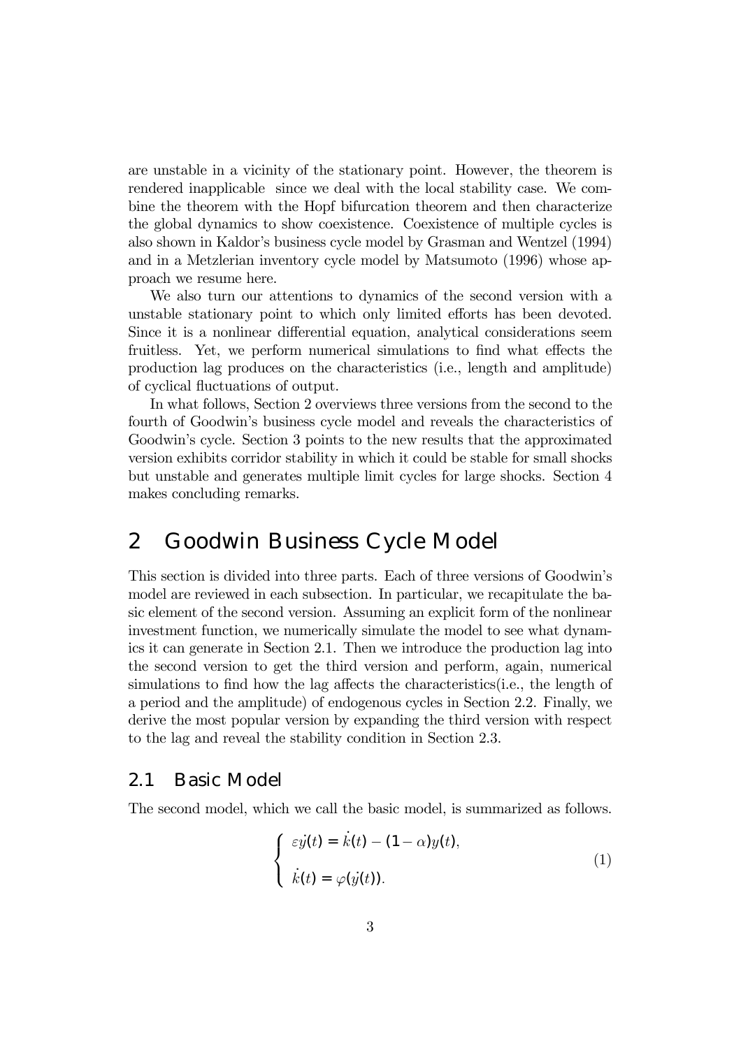are unstable in a vicinity of the stationary point. However, the theorem is rendered inapplicable since we deal with the local stability case. We combine the theorem with the Hopf bifurcation theorem and then characterize the global dynamics to show coexistence. Coexistence of multiple cycles is also shown in Kaldor's business cycle model by Grasman and Wentzel (1994) and in a Metzlerian inventory cycle model by Matsumoto (1996) whose approach we resume here.

We also turn our attentions to dynamics of the second version with a unstable stationary point to which only limited efforts has been devoted. Since it is a nonlinear differential equation, analytical considerations seem fruitless. Yet, we perform numerical simulations to find what effects the production lag produces on the characteristics (i.e., length and amplitude) of cyclical fluctuations of output.

In what follows, Section 2 overviews three versions from the second to the fourth of Goodwin's business cycle model and reveals the characteristics of Goodwin's cycle. Section 3 points to the new results that the approximated version exhibits corridor stability in which it could be stable for small shocks but unstable and generates multiple limit cycles for large shocks. Section 4 makes concluding remarks.

## 2 Goodwin Business Cycle Model

This section is divided into three parts. Each of three versions of Goodwin's model are reviewed in each subsection. In particular, we recapitulate the basic element of the second version. Assuming an explicit form of the nonlinear investment function, we numerically simulate the model to see what dynamics it can generate in Section 2.1. Then we introduce the production lag into the second version to get the third version and perform, again, numerical simulations to find how the lag affects the characteristics(i.e., the length of a period and the amplitude) of endogenous cycles in Section 2.2. Finally, we derive the most popular version by expanding the third version with respect to the lag and reveal the stability condition in Section 2.3.

### 2.1 Basic Model

The second model, which we call the basic model, is summarized as follows.

$$\begin{cases} \varepsilon \dot{y}(t) = \dot{k}(t) - (1-\alpha)y(t), \\ \dot{k}(t) = \varphi(\dot{y}(t)). \end{cases} \tag{1}$$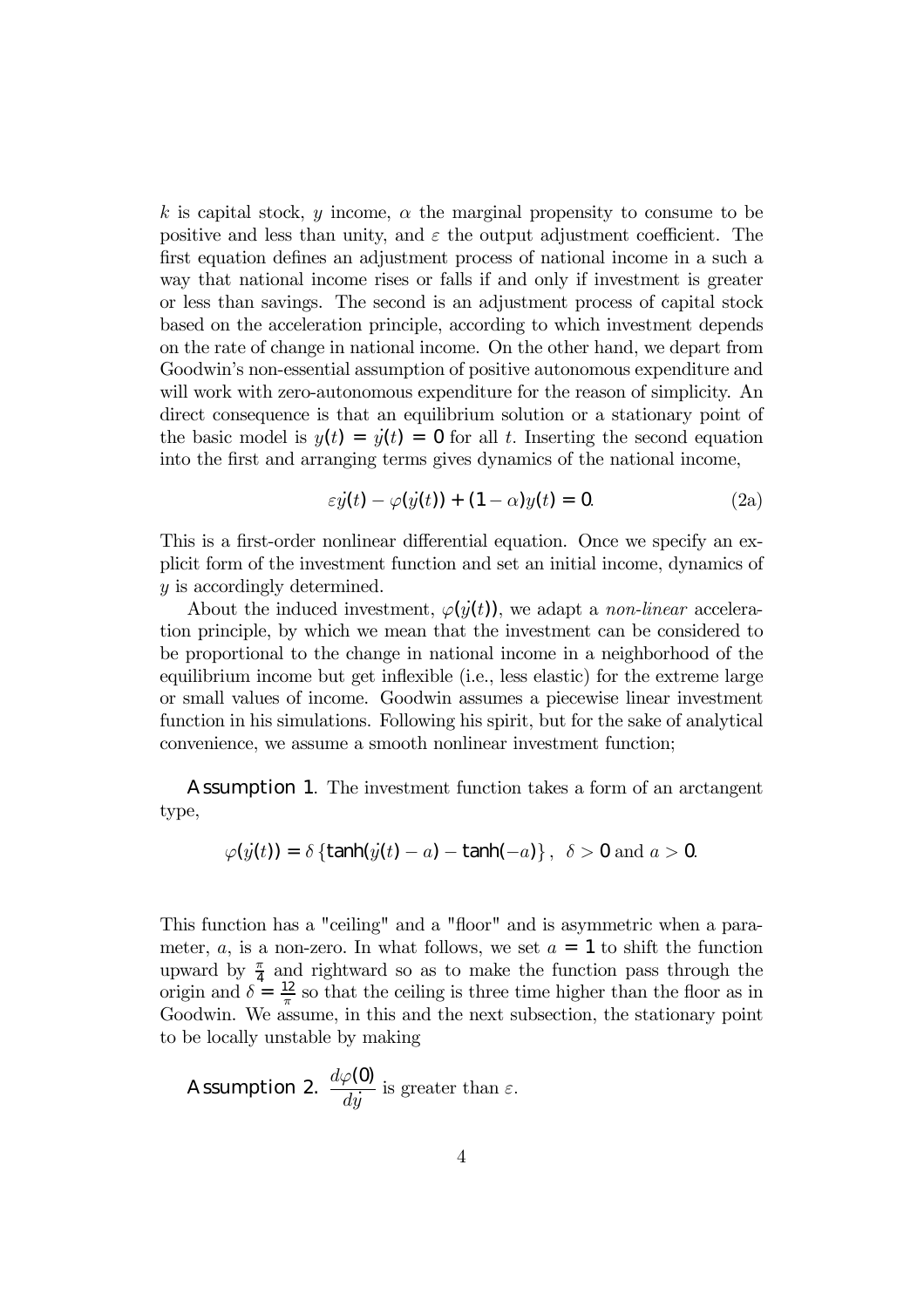$k$ is capital stock, $y$ income, $\alpha$ the marginal propensity to consume to be positive and less than unity, and $\varepsilon$ the output adjustment coefficient. The first equation defines an adjustment process of national income in a such a way that national income rises or falls if and only if investment is greater or less than savings. The second is an adjustment process of capital stock based on the acceleration principle, according to which investment depends on the rate of change in national income. On the other hand, we depart from Goodwin's non-essential assumption of positive autonomous expenditure and will work with zero-autonomous expenditure for the reason of simplicity. An direct consequence is that an equilibrium solution or a stationary point of the basic model is $y(t) = \dot{y}(t) = 0$ for all $t$. Inserting the second equation into the first and arranging terms gives dynamics of the national income,

$$\varepsilon\dot{y}(t) - \varphi(\dot{y}(t)) + (1-\alpha)y(t) = 0. \tag{2a}$$

This is a first-order nonlinear differential equation. Once we specify an explicit form of the investment function and set an initial income, dynamics of $y$ is accordingly determined.

About the induced investment, $\varphi(\dot{y}(t))$, we adapt a *non-linear* acceleration principle, by which we mean that the investment can be considered to be proportional to the change in national income in a neighborhood of the equilibrium income but get inflexible (i.e., less elastic) for the extreme large or small values of income. Goodwin assumes a piecewise linear investment function in his simulations. Following his spirit, but for the sake of analytical convenience, we assume a smooth nonlinear investment function;

**Assumption 1**. The investment function takes a form of an arctangent type,

$$\varphi(\dot{y}(t)) = \delta\left\{\tanh(\dot{y}(t) - a) - \tanh(-a)\right\},\ \ \delta > 0 \text{ and } a > 0.$$

This function has a "ceiling" and a "floor" and is asymmetric when a parameter, $a$, is a non-zero. In what follows, we set $a = 1$ to shift the function upward by $\frac{\pi}{4}$ and rightward so as to make the function pass through the origin and $\delta = \frac{12}{\pi}$ so that the ceiling is three time higher than the floor as in Goodwin. We assume, in this and the next subsection, the stationary point to be locally unstable by making

**Assumption 2.** $\dfrac{d\varphi(0)}{d\dot{y}}$ is greater than $\varepsilon$.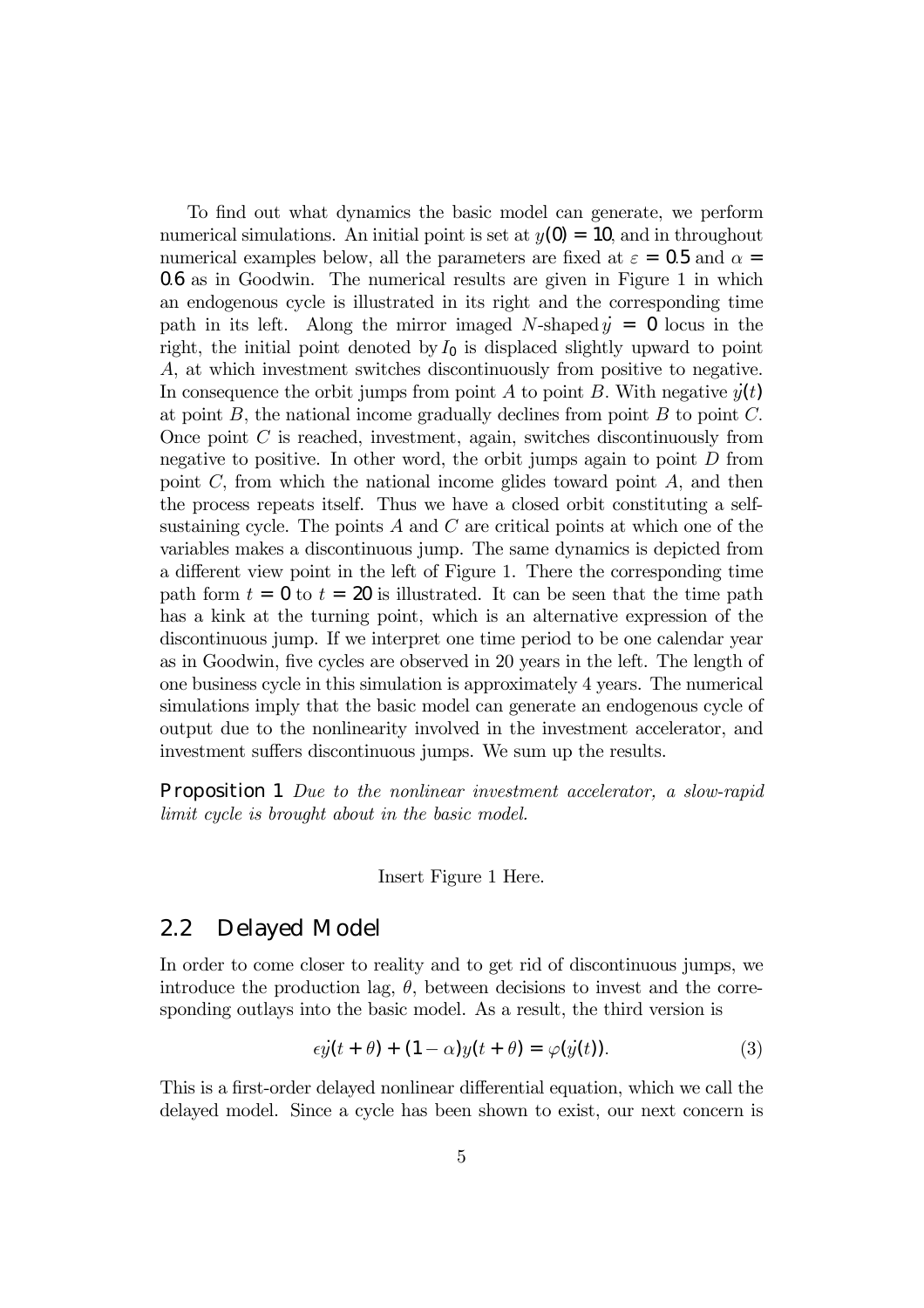To find out what dynamics the basic model can generate, we perform numerical simulations. An initial point is set at $y(0) = 10$, and in throughout numerical examples below, all the parameters are fixed at $\varepsilon = 0.5$ and $\alpha = 0.6$ as in Goodwin. The numerical results are given in Figure 1 in which an endogenous cycle is illustrated in its right and the corresponding time path in its left. Along the mirror imaged $N$-shaped $\dot{y} = 0$ locus in the right, the initial point denoted by $I_0$ is displaced slightly upward to point $A$, at which investment switches discontinuously from positive to negative. In consequence the orbit jumps from point $A$ to point $B$. With negative $\dot{y}(t)$ at point $B$, the national income gradually declines from point $B$ to point $C$. Once point $C$ is reached, investment, again, switches discontinuously from negative to positive. In other word, the orbit jumps again to point $D$ from point $C$, from which the national income glides toward point $A$, and then the process repeats itself. Thus we have a closed orbit constituting a self-sustaining cycle. The points $A$ and $C$ are critical points at which one of the variables makes a discontinuous jump. The same dynamics is depicted from a different view point in the left of Figure 1. There the corresponding time path form $t = 0$ to $t = 20$ is illustrated. It can be seen that the time path has a kink at the turning point, which is an alternative expression of the discontinuous jump. If we interpret one time period to be one calendar year as in Goodwin, five cycles are observed in 20 years in the left. The length of one business cycle in this simulation is approximately 4 years. The numerical simulations imply that the basic model can generate an endogenous cycle of output due to the nonlinearity involved in the investment accelerator, and investment suffers discontinuous jumps. We sum up the results.

**Proposition 1** *Due to the nonlinear investment accelerator, a slow-rapid limit cycle is brought about in the basic model.*

Insert Figure 1 Here.

## 2.2 Delayed Model

In order to come closer to reality and to get rid of discontinuous jumps, we introduce the production lag, $\theta$, between decisions to invest and the corresponding outlays into the basic model. As a result, the third version is

$$\epsilon\dot{y}(t+\theta) + (1-\alpha)y(t+\theta) = \varphi(\dot{y}(t)). \tag{3}$$

This is a first-order delayed nonlinear differential equation, which we call the delayed model. Since a cycle has been shown to exist, our next concern is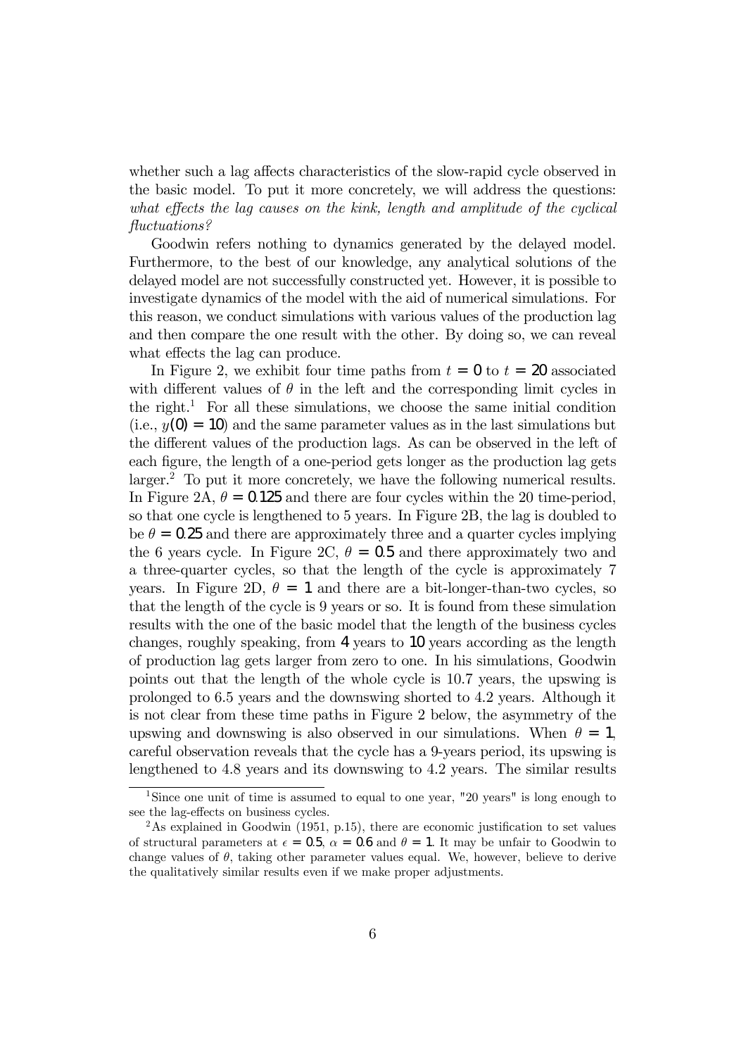whether such a lag affects characteristics of the slow-rapid cycle observed in the basic model. To put it more concretely, we will address the questions: *what effects the lag causes on the kink, length and amplitude of the cyclical fluctuations?*

Goodwin refers nothing to dynamics generated by the delayed model. Furthermore, to the best of our knowledge, any analytical solutions of the delayed model are not successfully constructed yet. However, it is possible to investigate dynamics of the model with the aid of numerical simulations. For this reason, we conduct simulations with various values of the production lag and then compare the one result with the other. By doing so, we can reveal what effects the lag can produce.

In Figure 2, we exhibit four time paths from $t = 0$ to $t = 20$ associated with different values of $\theta$ in the left and the corresponding limit cycles in the right.[1] For all these simulations, we choose the same initial condition (i.e., $y(0) = 10$) and the same parameter values as in the last simulations but the different values of the production lags. As can be observed in the left of each figure, the length of a one-period gets longer as the production lag gets larger.[2] To put it more concretely, we have the following numerical results. In Figure 2A, $\theta = 0.125$ and there are four cycles within the 20 time-period, so that one cycle is lengthened to 5 years. In Figure 2B, the lag is doubled to be $\theta = 0.25$ and there are approximately three and a quarter cycles implying the 6 years cycle. In Figure 2C, $\theta = 0.5$ and there approximately two and a three-quarter cycles, so that the length of the cycle is approximately 7 years. In Figure 2D, $\theta = 1$ and there are a bit-longer-than-two cycles, so that the length of the cycle is 9 years or so. It is found from these simulation results with the one of the basic model that the length of the business cycles changes, roughly speaking, from 4 years to 10 years according as the length of production lag gets larger from zero to one. In his simulations, Goodwin points out that the length of the whole cycle is 10.7 years, the upswing is prolonged to 6.5 years and the downswing shorted to 4.2 years. Although it is not clear from these time paths in Figure 2 below, the asymmetry of the upswing and downswing is also observed in our simulations. When $\theta = 1$, careful observation reveals that the cycle has a 9-years period, its upswing is lengthened to 4.8 years and its downswing to 4.2 years. The similar results

---

[1] Since one unit of time is assumed to equal to one year, "20 years" is long enough to see the lag-effects on business cycles.

[2] As explained in Goodwin (1951, p.15), there are economic justification to set values of structural parameters at $\epsilon = 0.5$, $\alpha = 0.6$ and $\theta = 1$. It may be unfair to Goodwin to change values of $\theta$, taking other parameter values equal. We, however, believe to derive the qualitatively similar results even if we make proper adjustments.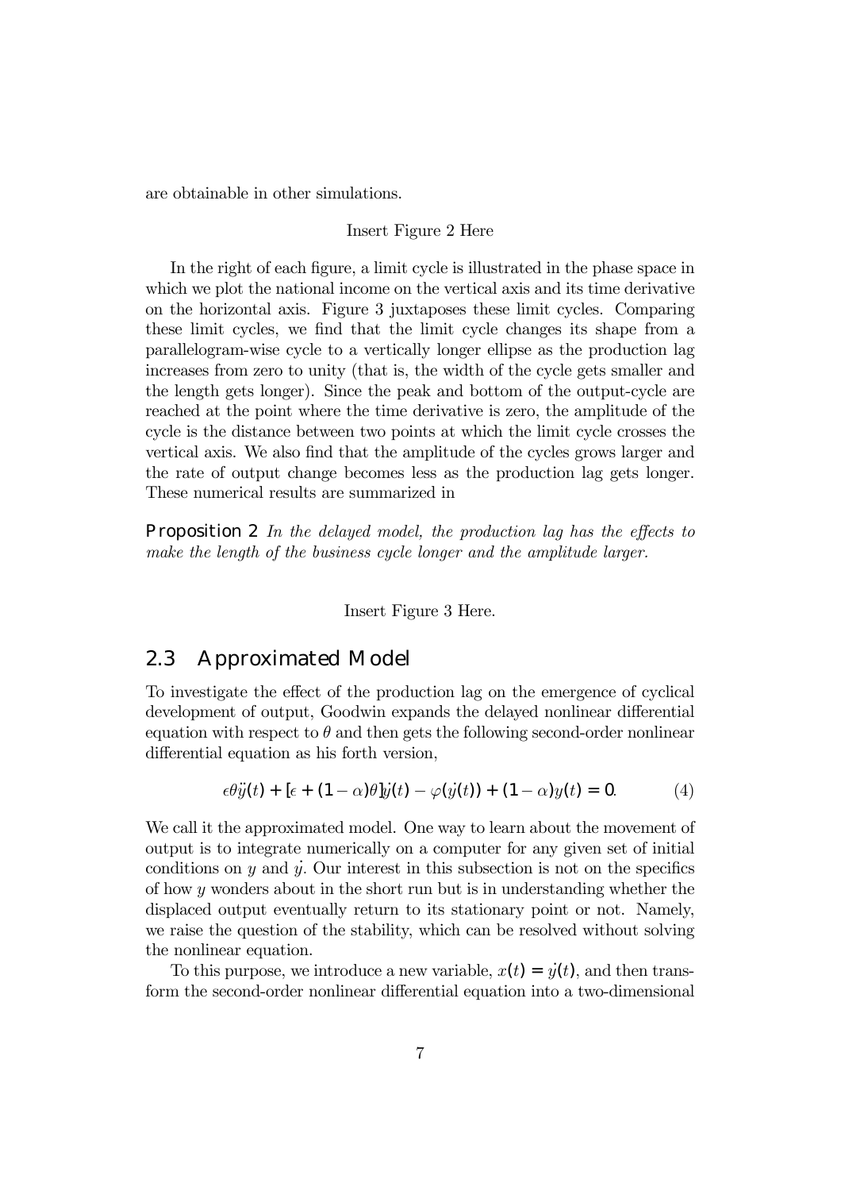are obtainable in other simulations.

Insert Figure 2 Here

In the right of each figure, a limit cycle is illustrated in the phase space in which we plot the national income on the vertical axis and its time derivative on the horizontal axis. Figure 3 juxtaposes these limit cycles. Comparing these limit cycles, we find that the limit cycle changes its shape from a parallelogram-wise cycle to a vertically longer ellipse as the production lag increases from zero to unity (that is, the width of the cycle gets smaller and the length gets longer). Since the peak and bottom of the output-cycle are reached at the point where the time derivative is zero, the amplitude of the cycle is the distance between two points at which the limit cycle crosses the vertical axis. We also find that the amplitude of the cycles grows larger and the rate of output change becomes less as the production lag gets longer. These numerical results are summarized in

**Proposition 2** *In the delayed model, the production lag has the effects to make the length of the business cycle longer and the amplitude larger.*

Insert Figure 3 Here.

## 2.3 Approximated Model

To investigate the effect of the production lag on the emergence of cyclical development of output, Goodwin expands the delayed nonlinear differential equation with respect to $\theta$ and then gets the following second-order nonlinear differential equation as his forth version,

$$\epsilon\theta\ddot{y}(t) + [\epsilon + (1-\alpha)\theta]\dot{y}(t) - \varphi(\dot{y}(t)) + (1-\alpha)y(t) = 0. \tag{4}$$

We call it the approximated model. One way to learn about the movement of output is to integrate numerically on a computer for any given set of initial conditions on $y$ and $\dot{y}$. Our interest in this subsection is not on the specifics of how $y$ wonders about in the short run but is in understanding whether the displaced output eventually return to its stationary point or not. Namely, we raise the question of the stability, which can be resolved without solving the nonlinear equation.

To this purpose, we introduce a new variable, $x(t) = \dot{y}(t)$, and then transform the second-order nonlinear differential equation into a two-dimensional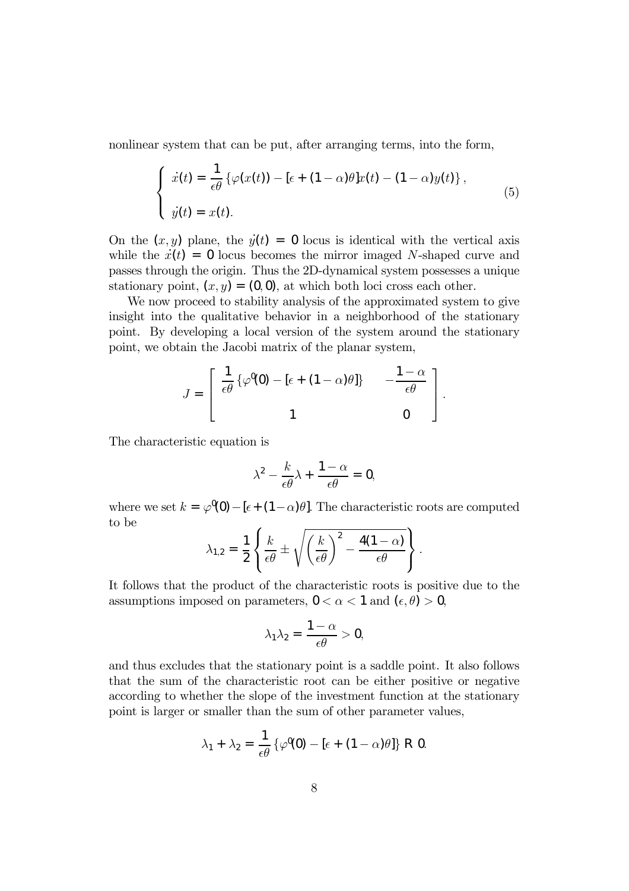nonlinear system that can be put, after arranging terms, into the form,

$$
\begin{cases}
\dot{x}(t) = \dfrac{1}{\epsilon\theta} \left\{ \varphi(x(t)) - [\epsilon + (1-\alpha)\theta] x(t) - (1-\alpha) y(t) \right\}, \\[2ex]
\dot{y}(t) = x(t).
\end{cases}
\tag{5}
$$

On the $(x, y)$ plane, the $\dot{y}(t) = 0$ locus is identical with the vertical axis while the $\dot{x}(t) = 0$ locus becomes the mirror imaged $N$-shaped curve and passes through the origin. Thus the 2D-dynamical system possesses a unique stationary point, $(x, y) = (0, 0)$, at which both loci cross each other.

We now proceed to stability analysis of the approximated system to give insight into the qualitative behavior in a neighborhood of the stationary point. By developing a local version of the system around the stationary point, we obtain the Jacobi matrix of the planar system,

$$
J = \begin{bmatrix} \dfrac{1}{\epsilon\theta} \left\{ \varphi'(0) - [\epsilon + (1-\alpha)\theta] \right\} & -\dfrac{1-\alpha}{\epsilon\theta} \\[2ex] 1 & 0 \end{bmatrix}.
$$

The characteristic equation is

$$
\lambda^2 - \frac{k}{\epsilon\theta}\lambda + \frac{1-\alpha}{\epsilon\theta} = 0,
$$

where we set $k = \varphi'(0) - [\epsilon + (1-\alpha)\theta]$. The characteristic roots are computed to be

$$
\lambda_{1,2} = \frac{1}{2} \left\{ \frac{k}{\epsilon\theta} \pm \sqrt{\left( \frac{k}{\epsilon\theta} \right)^2 - \frac{4(1-\alpha)}{\epsilon\theta}} \right\}.
$$

It follows that the product of the characteristic roots is positive due to the assumptions imposed on parameters, $0 < \alpha < 1$ and $(\epsilon, \theta) > 0$,

$$
\lambda_1 \lambda_2 = \frac{1-\alpha}{\epsilon\theta} > 0,
$$

and thus excludes that the stationary point is a saddle point. It also follows that the sum of the characteristic root can be either positive or negative according to whether the slope of the investment function at the stationary point is larger or smaller than the sum of other parameter values,

$$
\lambda_1 + \lambda_2 = \frac{1}{\epsilon\theta} \left\{ \varphi'(0) - [\epsilon + (1-\alpha)\theta] \right\} \gtreqless 0.
$$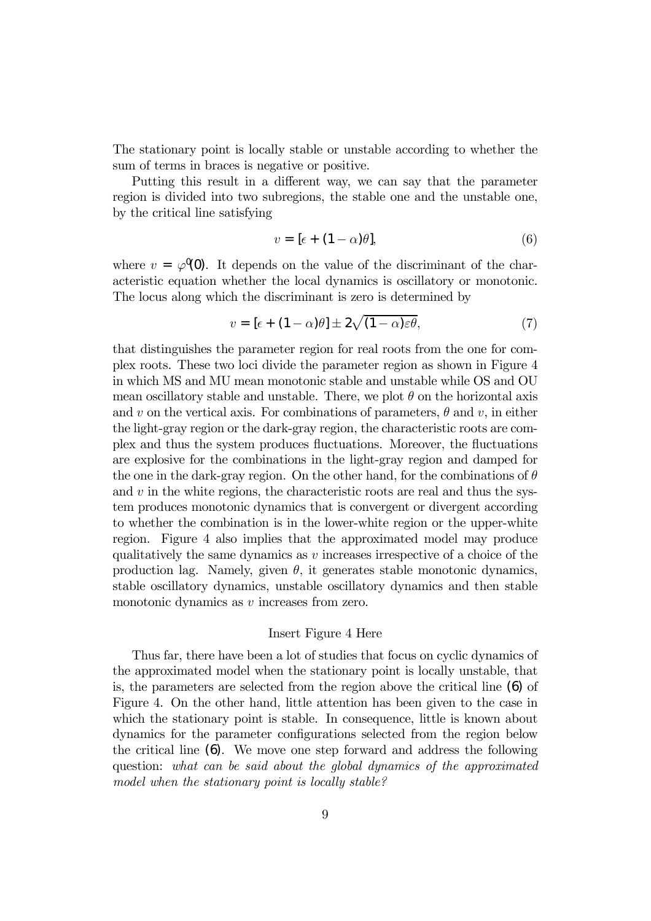The stationary point is locally stable or unstable according to whether the sum of terms in braces is negative or positive.

Putting this result in a different way, we can say that the parameter region is divided into two subregions, the stable one and the unstable one, by the critical line satisfying

$$v = [\epsilon + (1 - \alpha)\theta], \tag{6}$$

where $v = \varphi'(0)$. It depends on the value of the discriminant of the characteristic equation whether the local dynamics is oscillatory or monotonic. The locus along which the discriminant is zero is determined by

$$v = [\epsilon + (1 - \alpha)\theta] \pm 2\sqrt{(1 - \alpha)\varepsilon\theta}, \tag{7}$$

that distinguishes the parameter region for real roots from the one for complex roots. These two loci divide the parameter region as shown in Figure 4 in which MS and MU mean monotonic stable and unstable while OS and OU mean oscillatory stable and unstable. There, we plot $\theta$ on the horizontal axis and $v$ on the vertical axis. For combinations of parameters, $\theta$ and $v$, in either the light-gray region or the dark-gray region, the characteristic roots are complex and thus the system produces fluctuations. Moreover, the fluctuations are explosive for the combinations in the light-gray region and damped for the one in the dark-gray region. On the other hand, for the combinations of $\theta$ and $v$ in the white regions, the characteristic roots are real and thus the system produces monotonic dynamics that is convergent or divergent according to whether the combination is in the lower-white region or the upper-white region. Figure 4 also implies that the approximated model may produce qualitatively the same dynamics as $v$ increases irrespective of a choice of the production lag. Namely, given $\theta$, it generates stable monotonic dynamics, stable oscillatory dynamics, unstable oscillatory dynamics and then stable monotonic dynamics as $v$ increases from zero.

Insert Figure 4 Here

Thus far, there have been a lot of studies that focus on cyclic dynamics of the approximated model when the stationary point is locally unstable, that is, the parameters are selected from the region above the critical line (6) of Figure 4. On the other hand, little attention has been given to the case in which the stationary point is stable. In consequence, little is known about dynamics for the parameter configurations selected from the region below the critical line (6). We move one step forward and address the following question: *what can be said about the global dynamics of the approximated model when the stationary point is locally stable?*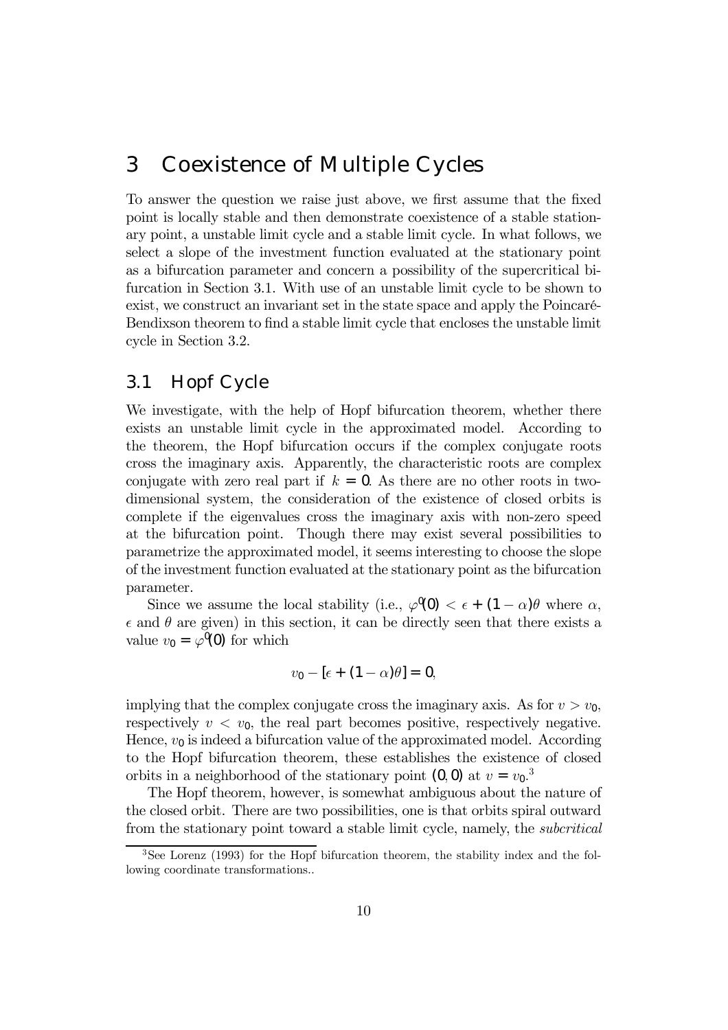# 3 Coexistence of Multiple Cycles

To answer the question we raise just above, we first assume that the fixed point is locally stable and then demonstrate coexistence of a stable stationary point, a unstable limit cycle and a stable limit cycle. In what follows, we select a slope of the investment function evaluated at the stationary point as a bifurcation parameter and concern a possibility of the supercritical bifurcation in Section 3.1. With use of an unstable limit cycle to be shown to exist, we construct an invariant set in the state space and apply the Poincaré-Bendixson theorem to find a stable limit cycle that encloses the unstable limit cycle in Section 3.2.

## 3.1 Hopf Cycle

We investigate, with the help of Hopf bifurcation theorem, whether there exists an unstable limit cycle in the approximated model. According to the theorem, the Hopf bifurcation occurs if the complex conjugate roots cross the imaginary axis. Apparently, the characteristic roots are complex conjugate with zero real part if $k = 0$. As there are no other roots in two-dimensional system, the consideration of the existence of closed orbits is complete if the eigenvalues cross the imaginary axis with non-zero speed at the bifurcation point. Though there may exist several possibilities to parametrize the approximated model, it seems interesting to choose the slope of the investment function evaluated at the stationary point as the bifurcation parameter.

Since we assume the local stability (i.e., $\varphi'(0) < \epsilon + (1 - \alpha)\theta$ where $\alpha$, $\epsilon$ and $\theta$ are given) in this section, it can be directly seen that there exists a value $v_0 = \varphi'(0)$ for which

$$v_0 - [\epsilon + (1 - \alpha)\theta] = 0,$$

implying that the complex conjugate cross the imaginary axis. As for $v > v_0$, respectively $v < v_0$, the real part becomes positive, respectively negative. Hence, $v_0$ is indeed a bifurcation value of the approximated model. According to the Hopf bifurcation theorem, these establishes the existence of closed orbits in a neighborhood of the stationary point $(0, 0)$ at $v = v_0$.[3]

The Hopf theorem, however, is somewhat ambiguous about the nature of the closed orbit. There are two possibilities, one is that orbits spiral outward from the stationary point toward a stable limit cycle, namely, the *subcritical*

[3] See Lorenz (1993) for the Hopf bifurcation theorem, the stability index and the following coordinate transformations..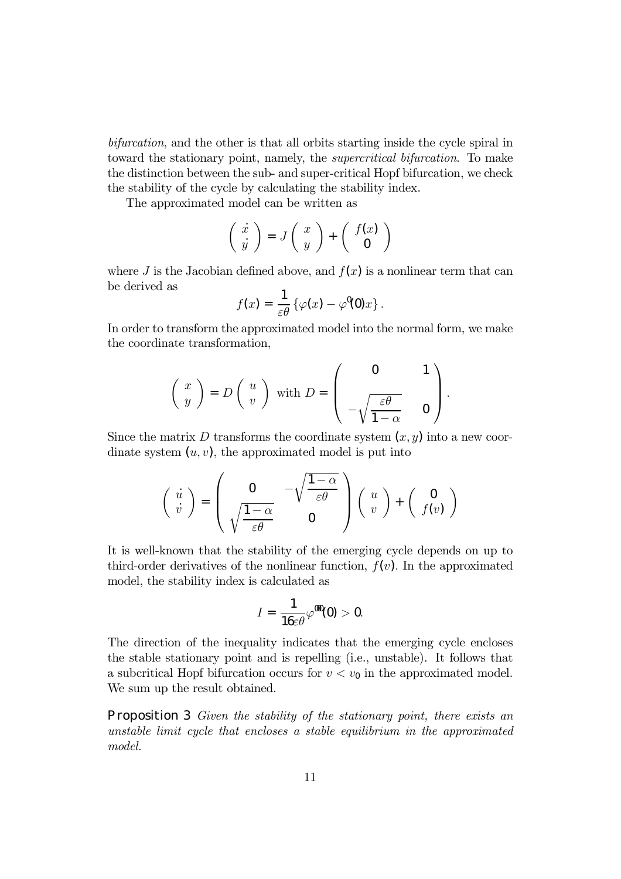*bifurcation*, and the other is that all orbits starting inside the cycle spiral in toward the stationary point, namely, the *supercritical bifurcation*. To make the distinction between the sub- and super-critical Hopf bifurcation, we check the stability of the cycle by calculating the stability index.

The approximated model can be written as

$$\begin{pmatrix} \dot{x} \\ \dot{y} \end{pmatrix} = J \begin{pmatrix} x \\ y \end{pmatrix} + \begin{pmatrix} f(x) \\ 0 \end{pmatrix}$$

where $J$ is the Jacobian defined above, and $f(x)$ is a nonlinear term that can be derived as

$$f(x) = \frac{1}{\varepsilon\theta} \left\{ \varphi(x) - \varphi'(0)x \right\}.$$

In order to transform the approximated model into the normal form, we make the coordinate transformation,

$$\begin{pmatrix} x \\ y \end{pmatrix} = D \begin{pmatrix} u \\ v \end{pmatrix} \text{ with } D = \begin{pmatrix} 0 & 1 \\ -\sqrt{\dfrac{\varepsilon\theta}{1-\alpha}} & 0 \end{pmatrix}.$$

Since the matrix $D$ transforms the coordinate system $(x, y)$ into a new coordinate system $(u, v)$, the approximated model is put into

$$\begin{pmatrix} \dot{u} \\ \dot{v} \end{pmatrix} = \begin{pmatrix} 0 & -\sqrt{\dfrac{1-\alpha}{\varepsilon\theta}} \\ \sqrt{\dfrac{1-\alpha}{\varepsilon\theta}} & 0 \end{pmatrix} \begin{pmatrix} u \\ v \end{pmatrix} + \begin{pmatrix} 0 \\ f(v) \end{pmatrix}$$

It is well-known that the stability of the emerging cycle depends on up to third-order derivatives of the nonlinear function, $f(v)$. In the approximated model, the stability index is calculated as

$$I = \frac{1}{16\varepsilon\theta} \varphi'''(0) > 0.$$

The direction of the inequality indicates that the emerging cycle encloses the stable stationary point and is repelling (i.e., unstable). It follows that a subcritical Hopf bifurcation occurs for $v < v_0$ in the approximated model. We sum up the result obtained.

**Proposition 3** *Given the stability of the stationary point, there exists an unstable limit cycle that encloses a stable equilibrium in the approximated model.*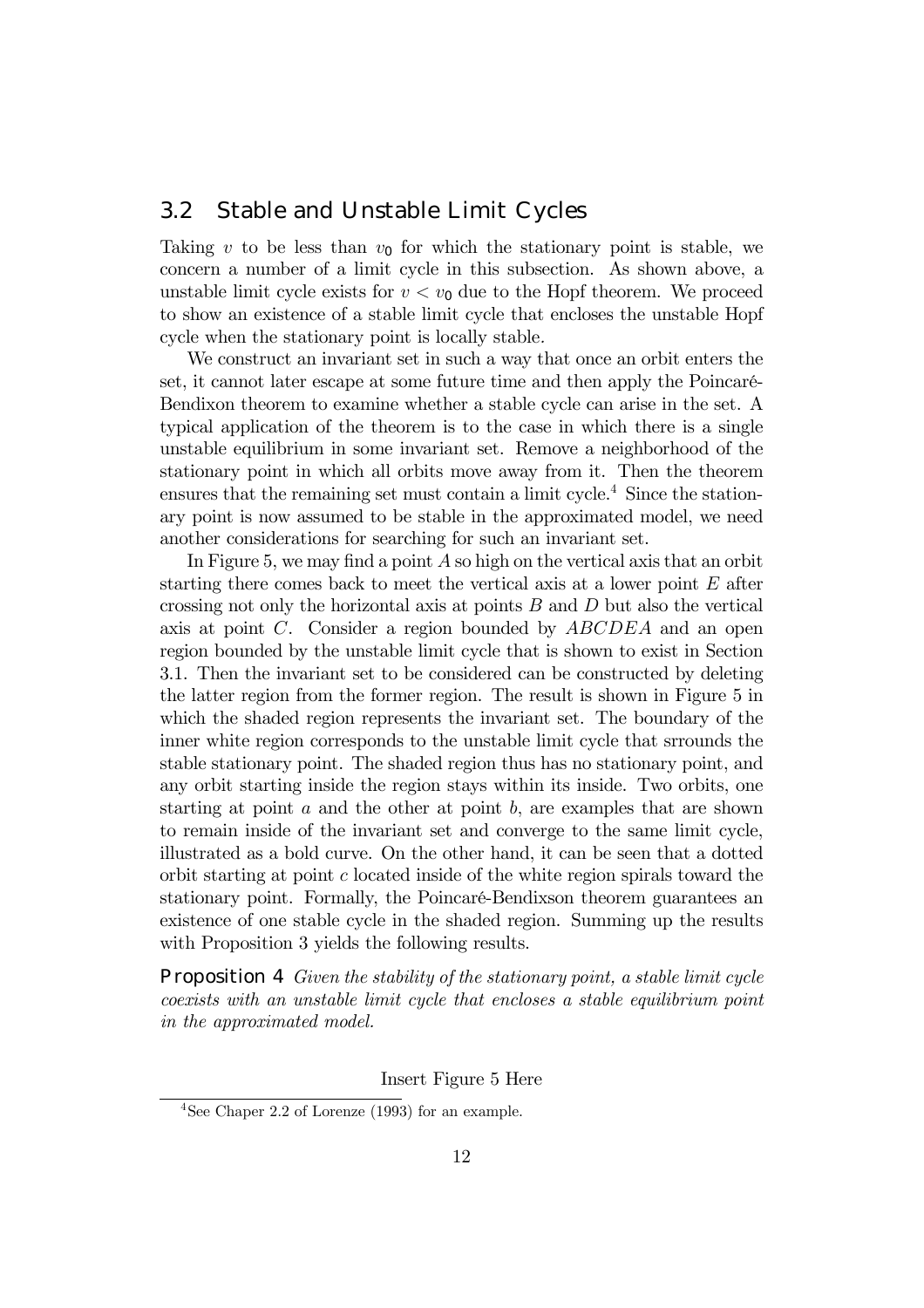## 3.2 Stable and Unstable Limit Cycles

Taking $v$ to be less than $v_0$ for which the stationary point is stable, we concern a number of a limit cycle in this subsection. As shown above, a unstable limit cycle exists for $v < v_0$ due to the Hopf theorem. We proceed to show an existence of a stable limit cycle that encloses the unstable Hopf cycle when the stationary point is locally stable.

We construct an invariant set in such a way that once an orbit enters the set, it cannot later escape at some future time and then apply the Poincaré-Bendixon theorem to examine whether a stable cycle can arise in the set. A typical application of the theorem is to the case in which there is a single unstable equilibrium in some invariant set. Remove a neighborhood of the stationary point in which all orbits move away from it. Then the theorem ensures that the remaining set must contain a limit cycle.[4] Since the stationary point is now assumed to be stable in the approximated model, we need another considerations for searching for such an invariant set.

In Figure 5, we may find a point $A$ so high on the vertical axis that an orbit starting there comes back to meet the vertical axis at a lower point $E$ after crossing not only the horizontal axis at points $B$ and $D$ but also the vertical axis at point $C$. Consider a region bounded by $ABCDEA$ and an open region bounded by the unstable limit cycle that is shown to exist in Section 3.1. Then the invariant set to be considered can be constructed by deleting the latter region from the former region. The result is shown in Figure 5 in which the shaded region represents the invariant set. The boundary of the inner white region corresponds to the unstable limit cycle that srrounds the stable stationary point. The shaded region thus has no stationary point, and any orbit starting inside the region stays within its inside. Two orbits, one starting at point $a$ and the other at point $b$, are examples that are shown to remain inside of the invariant set and converge to the same limit cycle, illustrated as a bold curve. On the other hand, it can be seen that a dotted orbit starting at point $c$ located inside of the white region spirals toward the stationary point. Formally, the Poincaré-Bendixson theorem guarantees an existence of one stable cycle in the shaded region. Summing up the results with Proposition 3 yields the following results.

**Proposition 4** *Given the stability of the stationary point, a stable limit cycle coexists with an unstable limit cycle that encloses a stable equilibrium point in the approximated model.*

Insert Figure 5 Here

[4] See Chaper 2.2 of Lorenze (1993) for an example.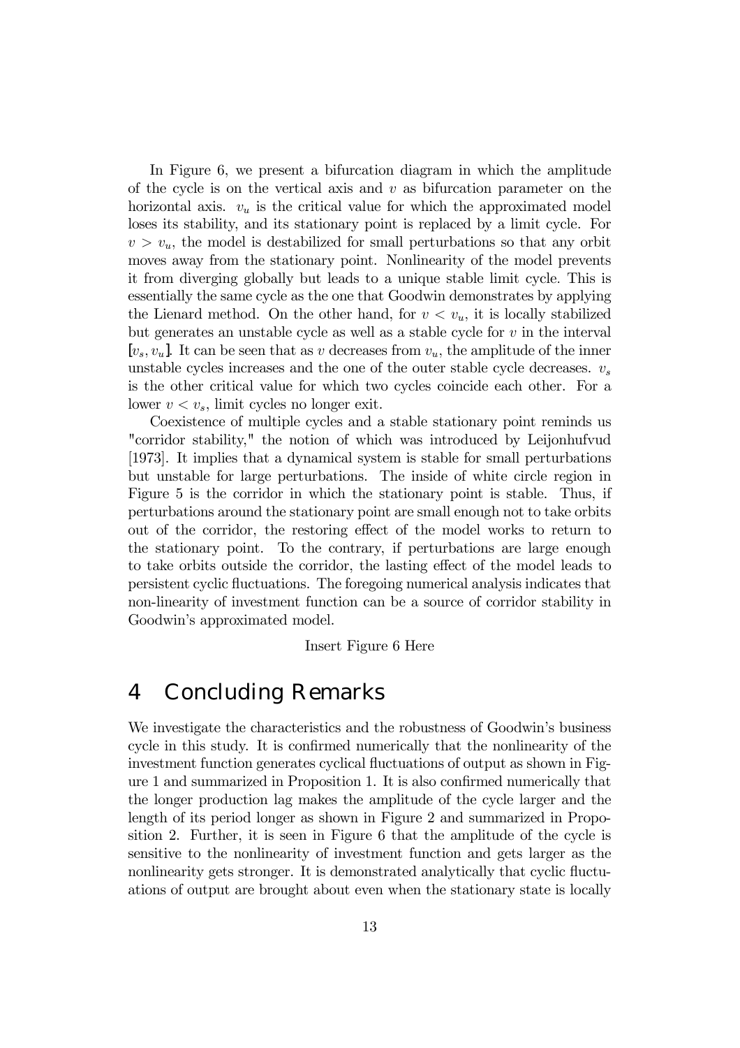In Figure 6, we present a bifurcation diagram in which the amplitude of the cycle is on the vertical axis and $v$ as bifurcation parameter on the horizontal axis. $v_u$ is the critical value for which the approximated model loses its stability, and its stationary point is replaced by a limit cycle. For $v > v_u$, the model is destabilized for small perturbations so that any orbit moves away from the stationary point. Nonlinearity of the model prevents it from diverging globally but leads to a unique stable limit cycle. This is essentially the same cycle as the one that Goodwin demonstrates by applying the Lienard method. On the other hand, for $v < v_u$, it is locally stabilized but generates an unstable cycle as well as a stable cycle for $v$ in the interval $[v_s, v_u]$. It can be seen that as $v$ decreases from $v_u$, the amplitude of the inner unstable cycles increases and the one of the outer stable cycle decreases. $v_s$ is the other critical value for which two cycles coincide each other. For a lower $v < v_s$, limit cycles no longer exit.

Coexistence of multiple cycles and a stable stationary point reminds us "corridor stability," the notion of which was introduced by Leijonhufvud [1973]. It implies that a dynamical system is stable for small perturbations but unstable for large perturbations. The inside of white circle region in Figure 5 is the corridor in which the stationary point is stable. Thus, if perturbations around the stationary point are small enough not to take orbits out of the corridor, the restoring effect of the model works to return to the stationary point. To the contrary, if perturbations are large enough to take orbits outside the corridor, the lasting effect of the model leads to persistent cyclic fluctuations. The foregoing numerical analysis indicates that non-linearity of investment function can be a source of corridor stability in Goodwin's approximated model.

Insert Figure 6 Here

# 4 Concluding Remarks

We investigate the characteristics and the robustness of Goodwin's business cycle in this study. It is confirmed numerically that the nonlinearity of the investment function generates cyclical fluctuations of output as shown in Figure 1 and summarized in Proposition 1. It is also confirmed numerically that the longer production lag makes the amplitude of the cycle larger and the length of its period longer as shown in Figure 2 and summarized in Proposition 2. Further, it is seen in Figure 6 that the amplitude of the cycle is sensitive to the nonlinearity of investment function and gets larger as the nonlinearity gets stronger. It is demonstrated analytically that cyclic fluctuations of output are brought about even when the stationary state is locally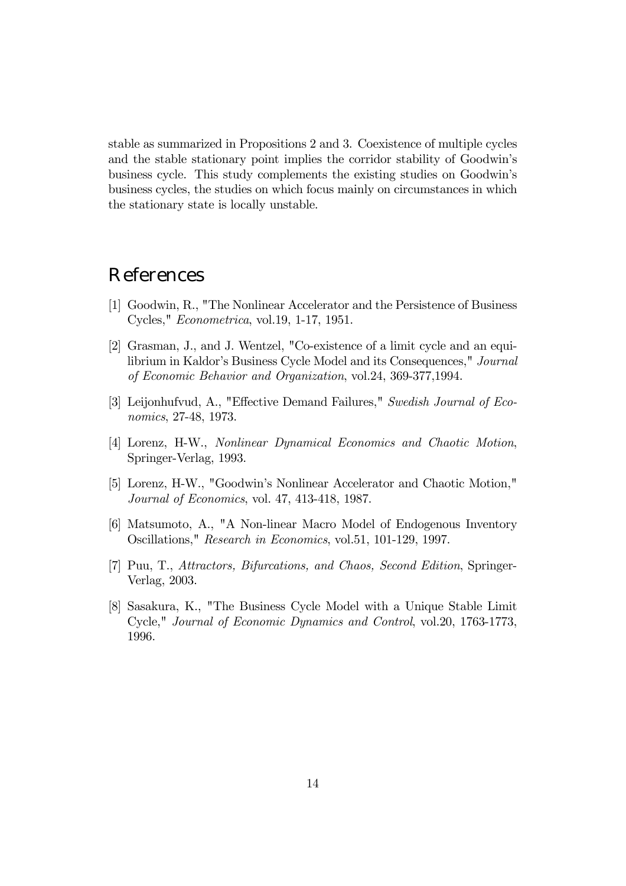stable as summarized in Propositions 2 and 3. Coexistence of multiple cycles and the stable stationary point implies the corridor stability of Goodwin's business cycle. This study complements the existing studies on Goodwin's business cycles, the studies on which focus mainly on circumstances in which the stationary state is locally unstable.

# References

[1] Goodwin, R., "The Nonlinear Accelerator and the Persistence of Business Cycles," *Econometrica*, vol.19, 1-17, 1951.

[2] Grasman, J., and J. Wentzel, "Co-existence of a limit cycle and an equilibrium in Kaldor's Business Cycle Model and its Consequences," *Journal of Economic Behavior and Organization*, vol.24, 369-377,1994.

[3] Leijonhufvud, A., "Effective Demand Failures," *Swedish Journal of Economics*, 27-48, 1973.

[4] Lorenz, H-W., *Nonlinear Dynamical Economics and Chaotic Motion*, Springer-Verlag, 1993.

[5] Lorenz, H-W., "Goodwin's Nonlinear Accelerator and Chaotic Motion," *Journal of Economics*, vol. 47, 413-418, 1987.

[6] Matsumoto, A., "A Non-linear Macro Model of Endogenous Inventory Oscillations," *Research in Economics*, vol.51, 101-129, 1997.

[7] Puu, T., *Attractors, Bifurcations, and Chaos, Second Edition*, Springer-Verlag, 2003.

[8] Sasakura, K., "The Business Cycle Model with a Unique Stable Limit Cycle," *Journal of Economic Dynamics and Control*, vol.20, 1763-1773, 1996.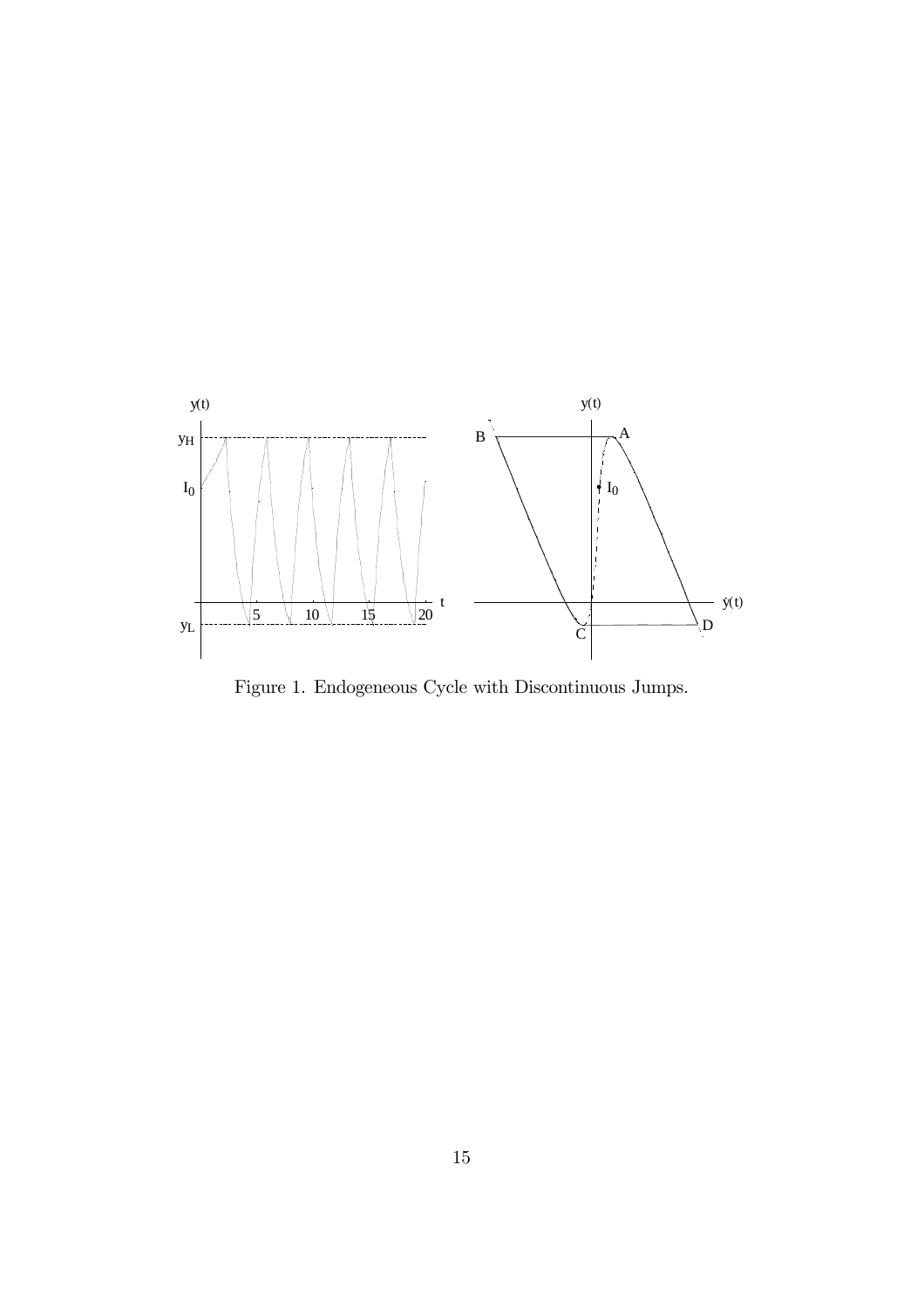Figure 1. Endogeneous Cycle with Discontinuous Jumps.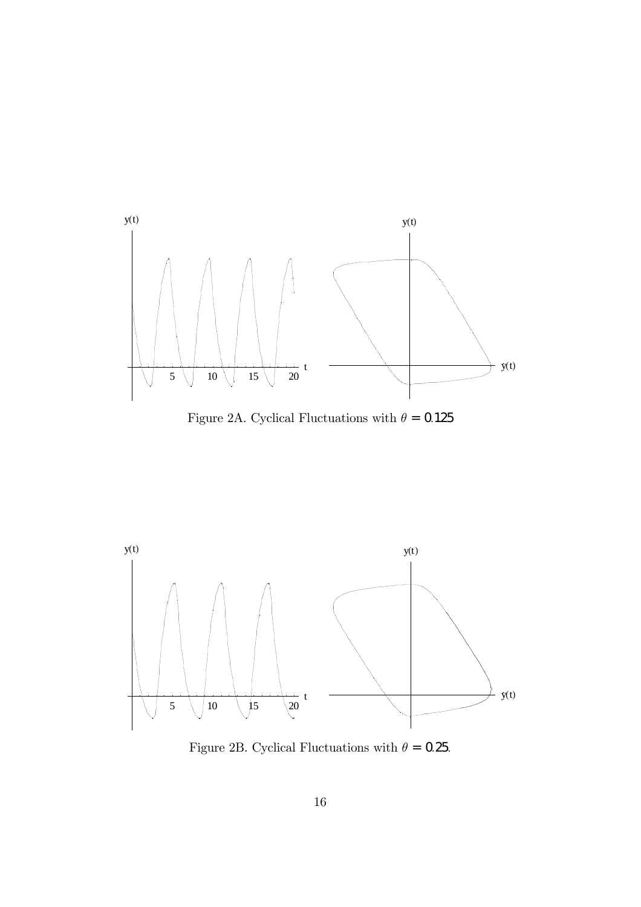Figure 2A. Cyclical Fluctuations with $\theta = 0.125$

Figure 2B. Cyclical Fluctuations with $\theta = 0.25$.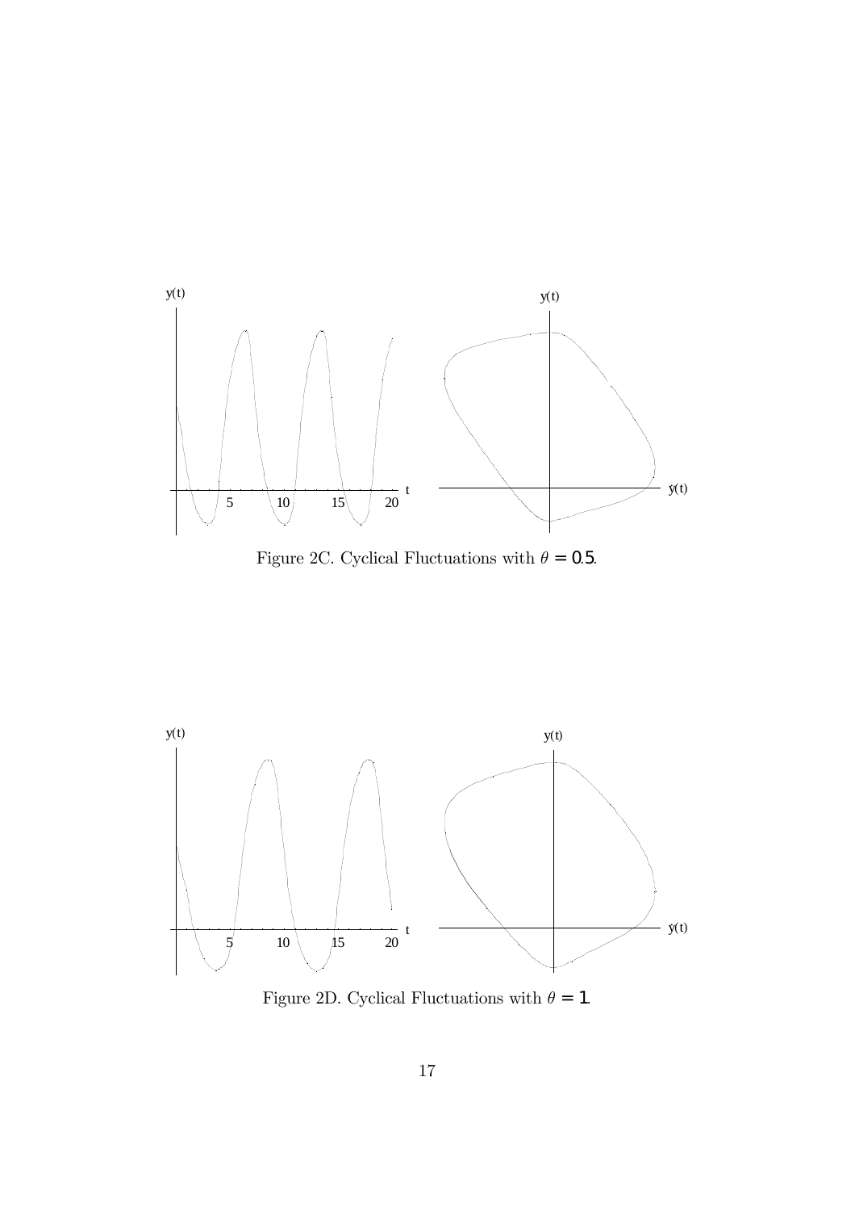Figure 2C. Cyclical Fluctuations with $\theta = 0.5$.

Figure 2D. Cyclical Fluctuations with $\theta = 1$.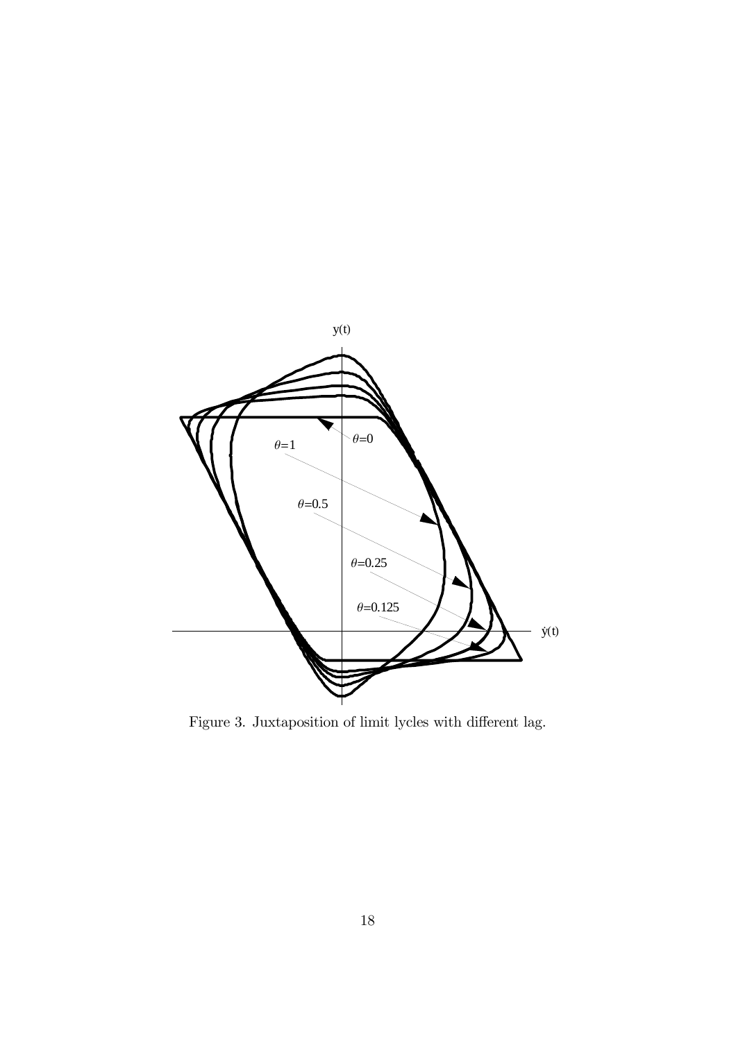Figure 3. Juxtaposition of limit lycles with different lag.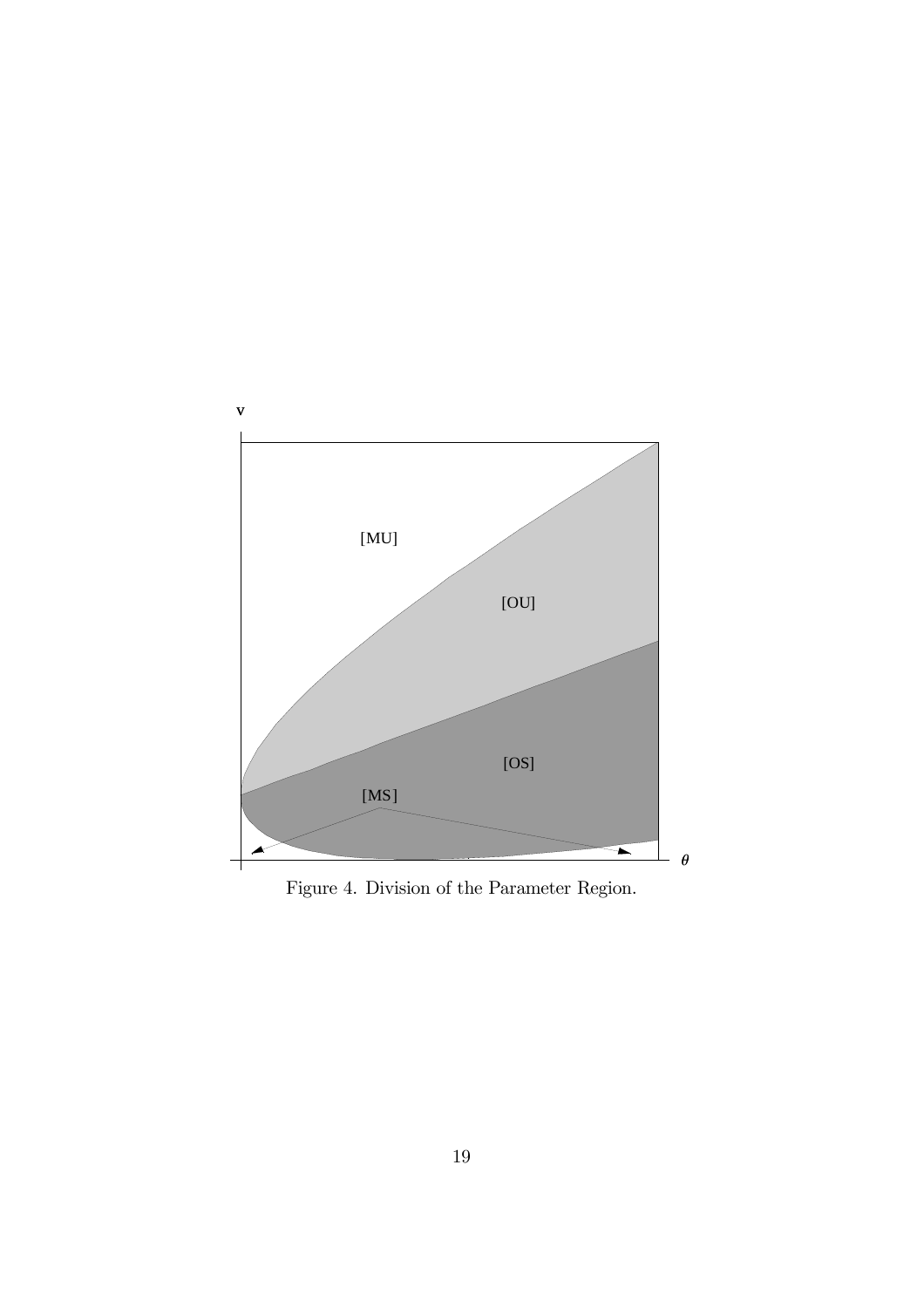Figure 4. Division of the Parameter Region.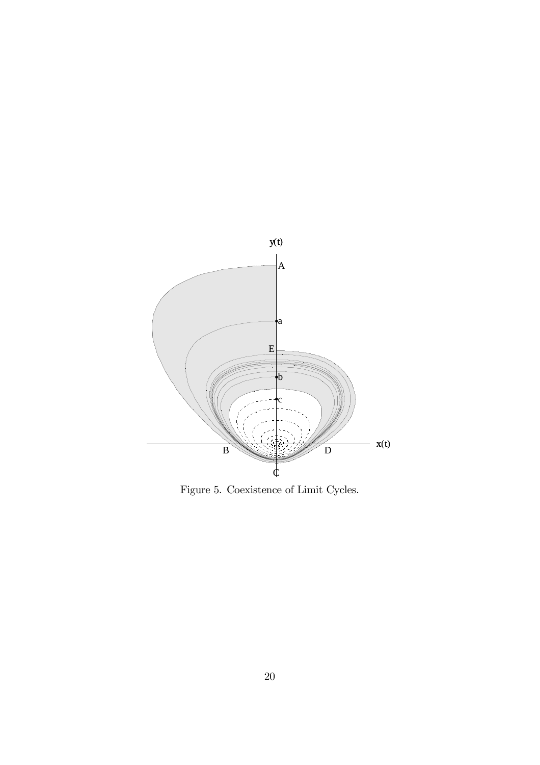Figure 5. Coexistence of Limit Cycles.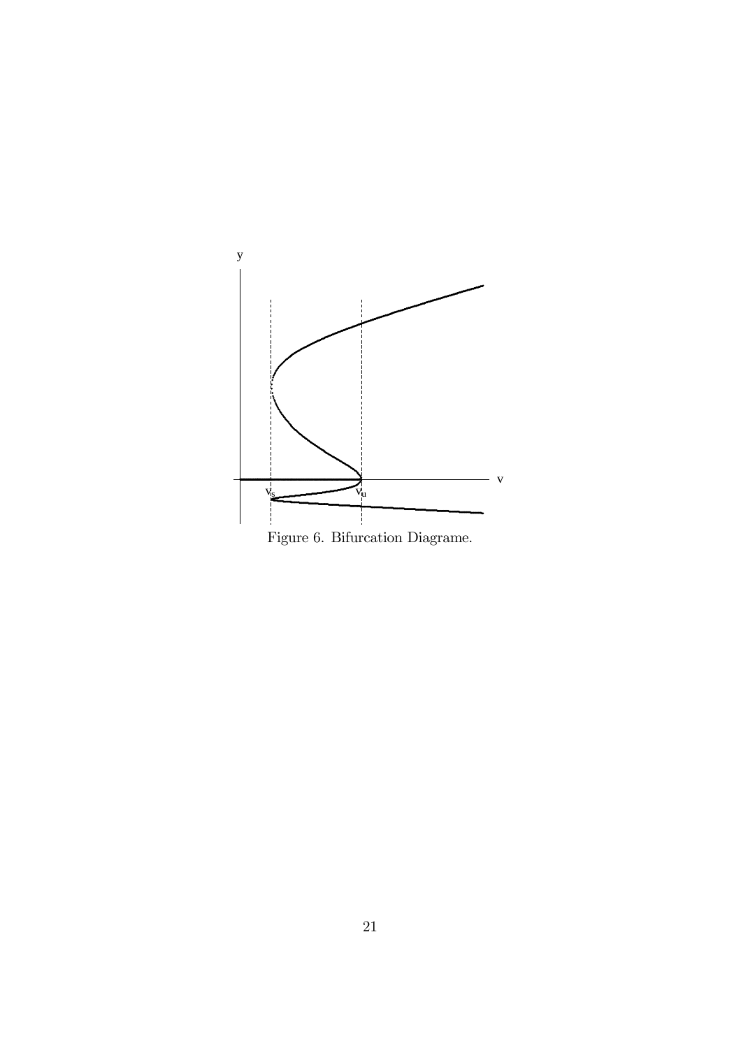y

v

$v_s$

$v_u$

Figure 6. Bifurcation Diagrame.